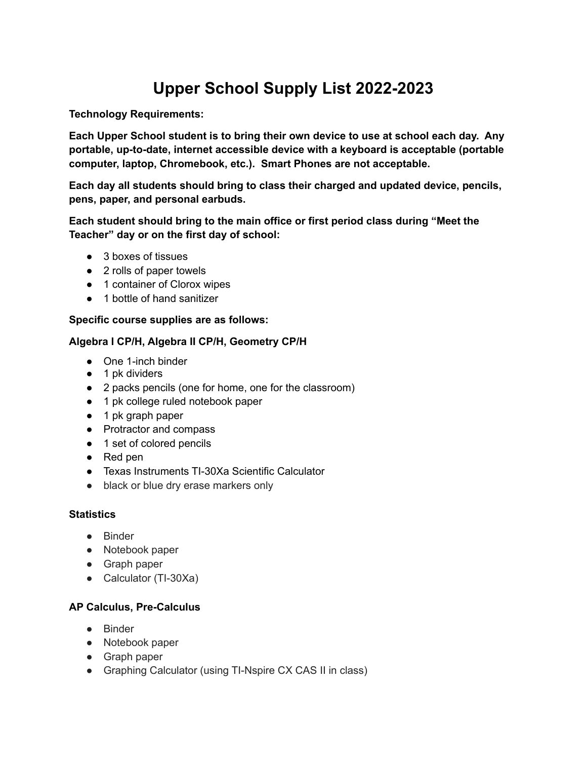# Upper School Supply List 2022-2023

**Technology Requirements:**

**Each Upper School student is to bring their own device to use at school each day. Any portable, up-to-date, internet accessible device with a keyboard is acceptable (portable computer, laptop, Chromebook, etc.). Smart Phones are not acceptable.**

**Each day all students should bring to class their charged and updated device, pencils, pens, paper, and personal earbuds.**

**Each student should bring to the main office or first period class during "Meet the Teacher" day or on the first day of school:**

- 3 boxes of tissues
- 2 rolls of paper towels
- 1 container of Clorox wipes
- 1 bottle of hand sanitizer

**Specific course supplies are as follows:**

**Algebra I CP/H, Algebra II CP/H, Geometry CP/H**

- One 1-inch binder
- 1 pk dividers
- 2 packs pencils (one for home, one for the classroom)
- 1 pk college ruled notebook paper
- 1 pk graph paper
- Protractor and compass
- 1 set of colored pencils
- Red pen
- Texas Instruments TI-30Xa Scientific Calculator
- black or blue dry erase markers only

**Statistics**

- Binder
- Notebook paper
- Graph paper
- Calculator (TI-30Xa)

**AP Calculus, Pre-Calculus**

- Binder
- Notebook paper
- Graph paper
- Graphing Calculator (using TI-Nspire CX CAS II in class)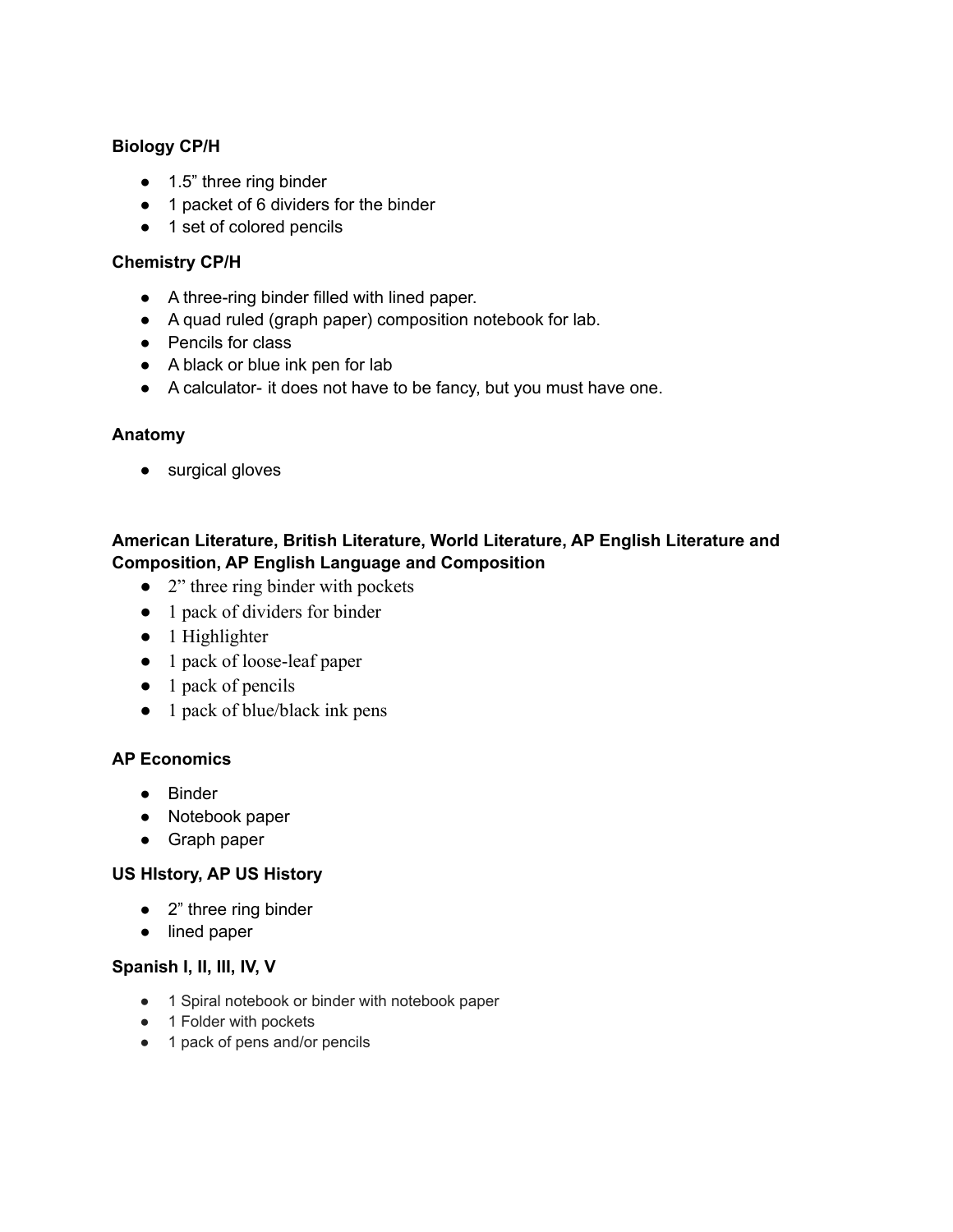**Biology CP/H**

- 1.5" three ring binder
- 1 packet of 6 dividers for the binder
- 1 set of colored pencils

**Chemistry CP/H**

- A three-ring binder filled with lined paper.
- A quad ruled (graph paper) composition notebook for lab.
- Pencils for class
- A black or blue ink pen for lab
- A calculator- it does not have to be fancy, but you must have one.

**Anatomy**

- surgical gloves

**American Literature, British Literature, World Literature, AP English Literature and Composition, AP English Language and Composition**

- 2" three ring binder with pockets
- 1 pack of dividers for binder
- 1 Highlighter
- 1 pack of loose-leaf paper
- 1 pack of pencils
- 1 pack of blue/black ink pens

**AP Economics**

- Binder
- Notebook paper
- Graph paper

**US HIstory, AP US History**

- 2" three ring binder
- lined paper

**Spanish I, II, III, IV, V**

- 1 Spiral notebook or binder with notebook paper
- 1 Folder with pockets
- 1 pack of pens and/or pencils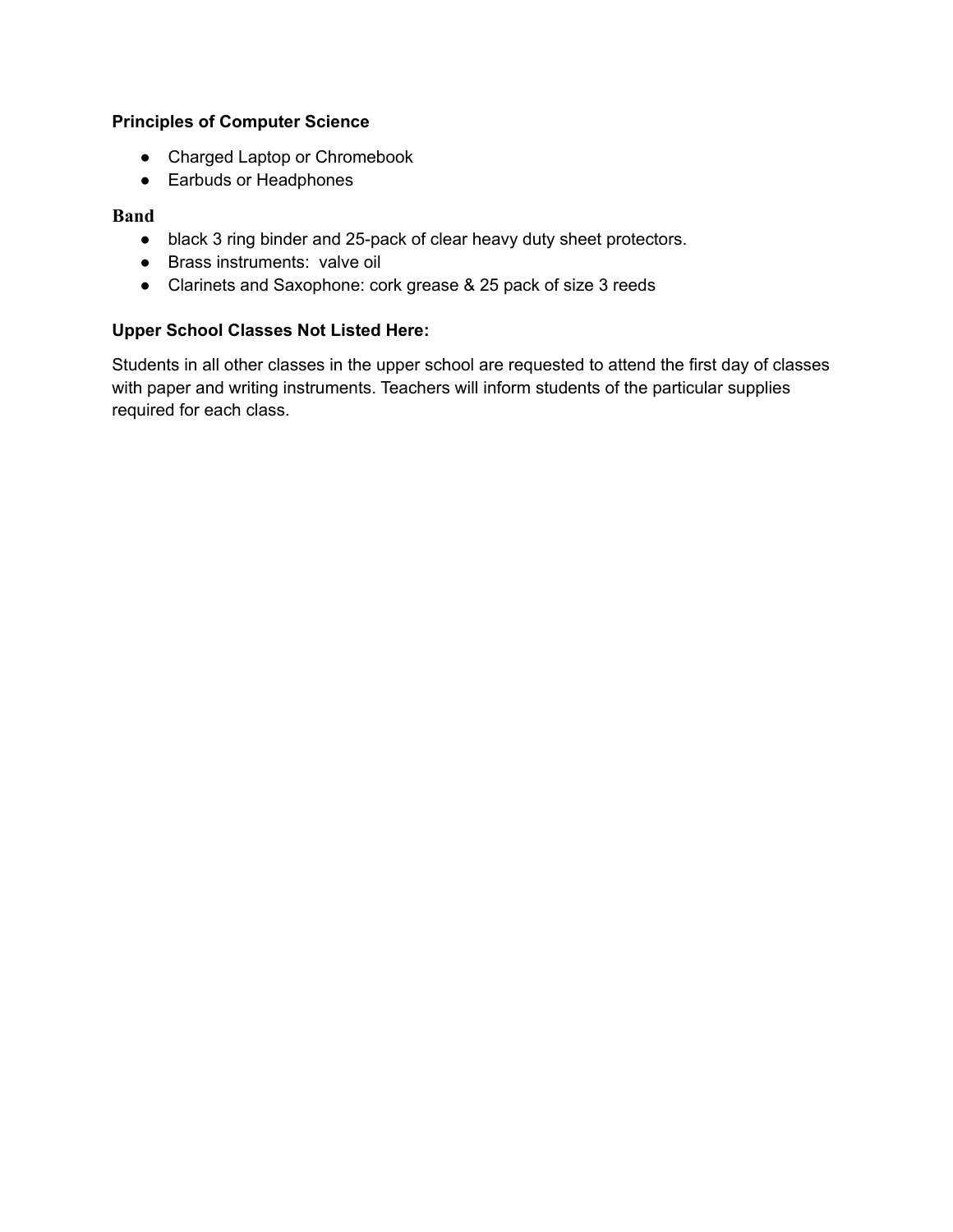**Principles of Computer Science**

- Charged Laptop or Chromebook
- Earbuds or Headphones

**Band**

- black 3 ring binder and 25-pack of clear heavy duty sheet protectors.
- Brass instruments: valve oil
- Clarinets and Saxophone: cork grease & 25 pack of size 3 reeds

**Upper School Classes Not Listed Here:**

Students in all other classes in the upper school are requested to attend the first day of classes with paper and writing instruments. Teachers will inform students of the particular supplies required for each class.